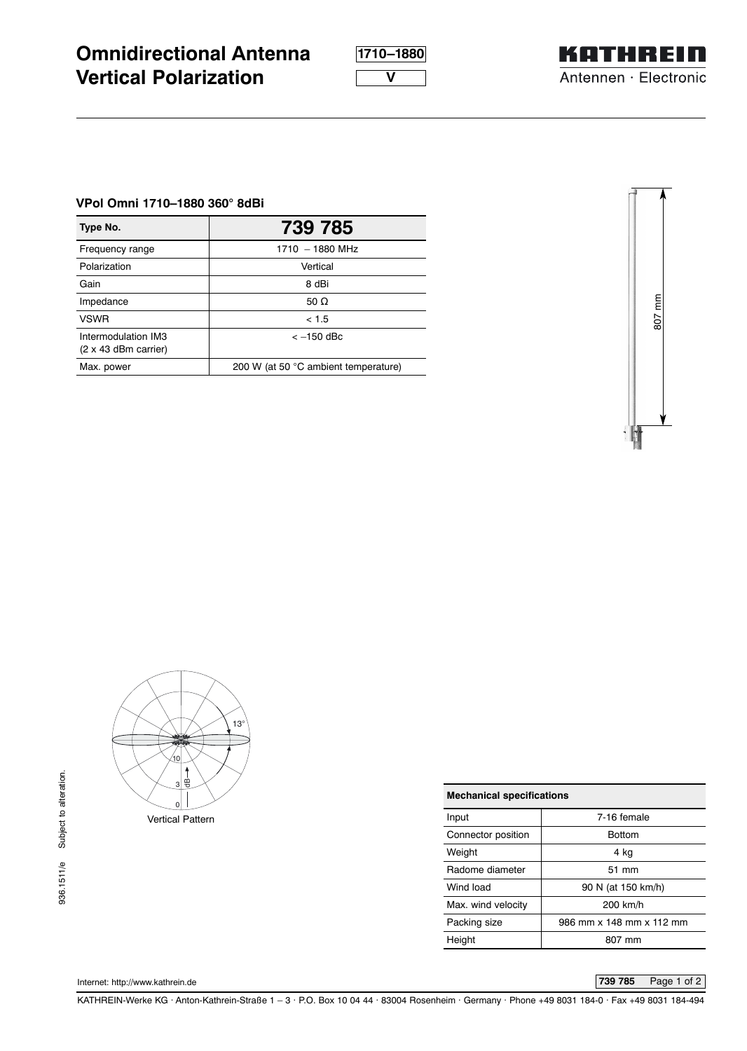# Omnidirectional Antenna Vertical Polarization

1710–1880

V

KATHREIN
Antennen · Electronic

### VPol Omni 1710–1880 360° 8dBi

| Type No. | 739 785 |
|---|---|
| Frequency range | 1710 – 1880 MHz |
| Polarization | Vertical |
| Gain | 8 dBi |
| Impedance | 50 Ω |
| VSWR | < 1.5 |
| Intermodulation IM3 (2 x 43 dBm carrier) | < –150 dBc |
| Max. power | 200 W (at 50 °C ambient temperature) |

807 mm

13°

Vertical Pattern

| Mechanical specifications | |
|---|---|
| Input | 7-16 female |
| Connector position | Bottom |
| Weight | 4 kg |
| Radome diameter | 51 mm |
| Wind load | 90 N (at 150 km/h) |
| Max. wind velocity | 200 km/h |
| Packing size | 986 mm x 148 mm x 112 mm |
| Height | 807 mm |

936.1511/e Subject to alteration.

Internet: http://www.kathrein.de

KATHREIN-Werke KG · Anton-Kathrein-Straße 1 – 3 · P.O. Box 10 04 44 · 83004 Rosenheim · Germany · Phone +49 8031 184-0 · Fax +49 8031 184-494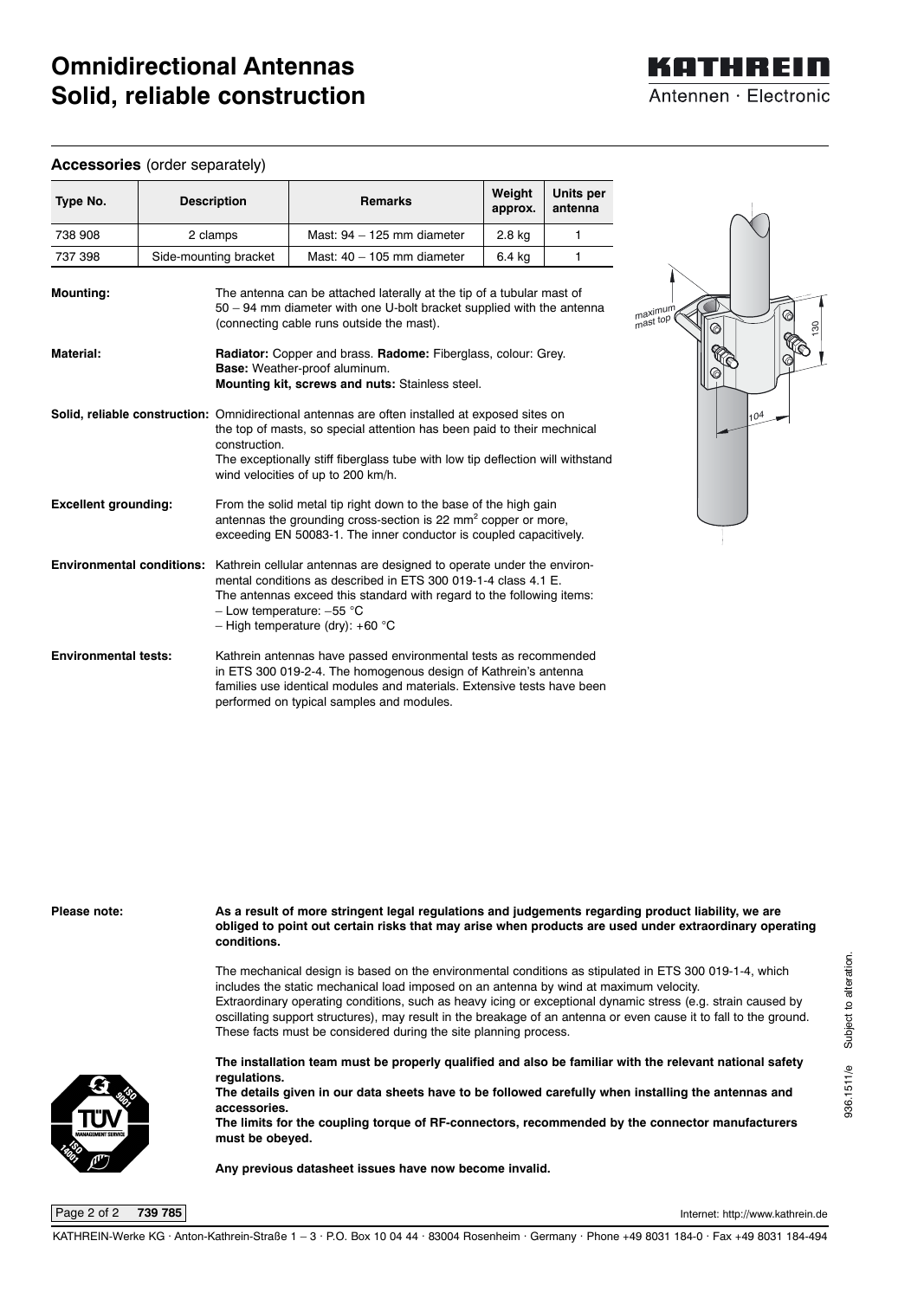# Omnidirectional Antennas
# Solid, reliable construction

KATHREIN
Antennen · Electronic

## Accessories (order separately)

| Type No. | Description | Remarks | Weight approx. | Units per antenna |
|---|---|---|---|---|
| 738 908 | 2 clamps | Mast: 94 – 125 mm diameter | 2.8 kg | 1 |
| 737 398 | Side-mounting bracket | Mast: 40 – 105 mm diameter | 6.4 kg | 1 |

maximum mast top
130
104

**Mounting:** The antenna can be attached laterally at the tip of a tubular mast of 50 – 94 mm diameter with one U-bolt bracket supplied with the antenna (connecting cable runs outside the mast).

**Material:** **Radiator:** Copper and brass. **Radome:** Fiberglass, colour: Grey.
**Base:** Weather-proof aluminum.
**Mounting kit, screws and nuts:** Stainless steel.

**Solid, reliable construction:** Omnidirectional antennas are often installed at exposed sites on the top of masts, so special attention has been paid to their mechnical construction.
The exceptionally stiff fiberglass tube with low tip deflection will withstand wind velocities of up to 200 km/h.

**Excellent grounding:** From the solid metal tip right down to the base of the high gain antennas the grounding cross-section is 22 $mm^2$ copper or more, exceeding EN 50083-1. The inner conductor is coupled capacitively.

**Environmental conditions:** Kathrein cellular antennas are designed to operate under the environmental conditions as described in ETS 300 019-1-4 class 4.1 E.
The antennas exceed this standard with regard to the following items:
– Low temperature: –55 °C
– High temperature (dry): +60 °C

**Environmental tests:** Kathrein antennas have passed environmental tests as recommended in ETS 300 019-2-4. The homogenous design of Kathrein's antenna families use identical modules and materials. Extensive tests have been performed on typical samples and modules.

**Please note:** **As a result of more stringent legal regulations and judgements regarding product liability, we are obliged to point out certain risks that may arise when products are used under extraordinary operating conditions.**

The mechanical design is based on the environmental conditions as stipulated in ETS 300 019-1-4, which includes the static mechanical load imposed on an antenna by wind at maximum velocity.
Extraordinary operating conditions, such as heavy icing or exceptional dynamic stress (e.g. strain caused by oscillating support structures), may result in the breakage of an antenna or even cause it to fall to the ground.
These facts must be considered during the site planning process.

**The installation team must be properly qualified and also be familiar with the relevant national safety regulations.**
**The details given in our data sheets have to be followed carefully when installing the antennas and accessories.**
**The limits for the coupling torque of RF-connectors, recommended by the connector manufacturers must be obeyed.**

**Any previous datasheet issues have now become invalid.**

936.1511/e Subject to alteration.

739 785

Internet: http://www.kathrein.de

KATHREIN-Werke KG · Anton-Kathrein-Straße 1 – 3 · P.O. Box 10 04 44 · 83004 Rosenheim · Germany · Phone +49 8031 184-0 · Fax +49 8031 184-494